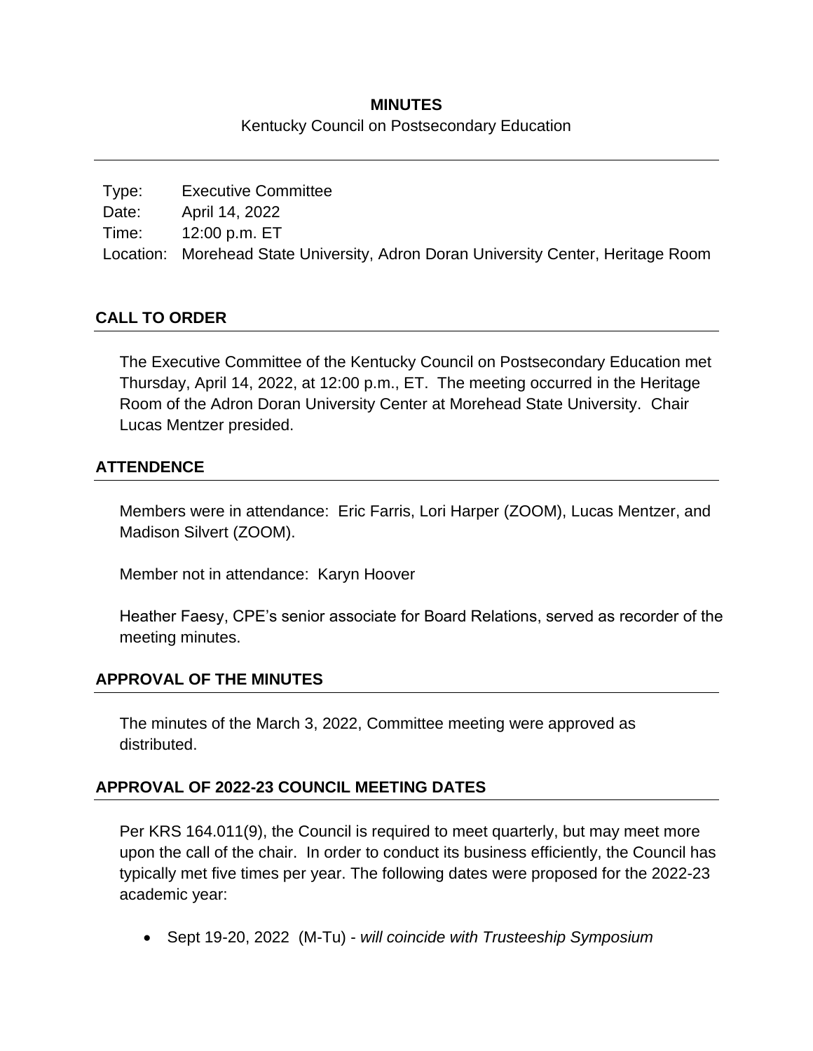**MINUTES**

Kentucky Council on Postsecondary Education

---

Type: Executive Committee
Date: April 14, 2022
Time: 12:00 p.m. ET
Location: Morehead State University, Adron Doran University Center, Heritage Room

## CALL TO ORDER

The Executive Committee of the Kentucky Council on Postsecondary Education met Thursday, April 14, 2022, at 12:00 p.m., ET. The meeting occurred in the Heritage Room of the Adron Doran University Center at Morehead State University. Chair Lucas Mentzer presided.

## ATTENDENCE

Members were in attendance: Eric Farris, Lori Harper (ZOOM), Lucas Mentzer, and Madison Silvert (ZOOM).

Member not in attendance: Karyn Hoover

Heather Faesy, CPE's senior associate for Board Relations, served as recorder of the meeting minutes.

## APPROVAL OF THE MINUTES

The minutes of the March 3, 2022, Committee meeting were approved as distributed.

## APPROVAL OF 2022-23 COUNCIL MEETING DATES

Per KRS 164.011(9), the Council is required to meet quarterly, but may meet more upon the call of the chair. In order to conduct its business efficiently, the Council has typically met five times per year. The following dates were proposed for the 2022-23 academic year:

- Sept 19-20, 2022 (M-Tu) - *will coincide with Trusteeship Symposium*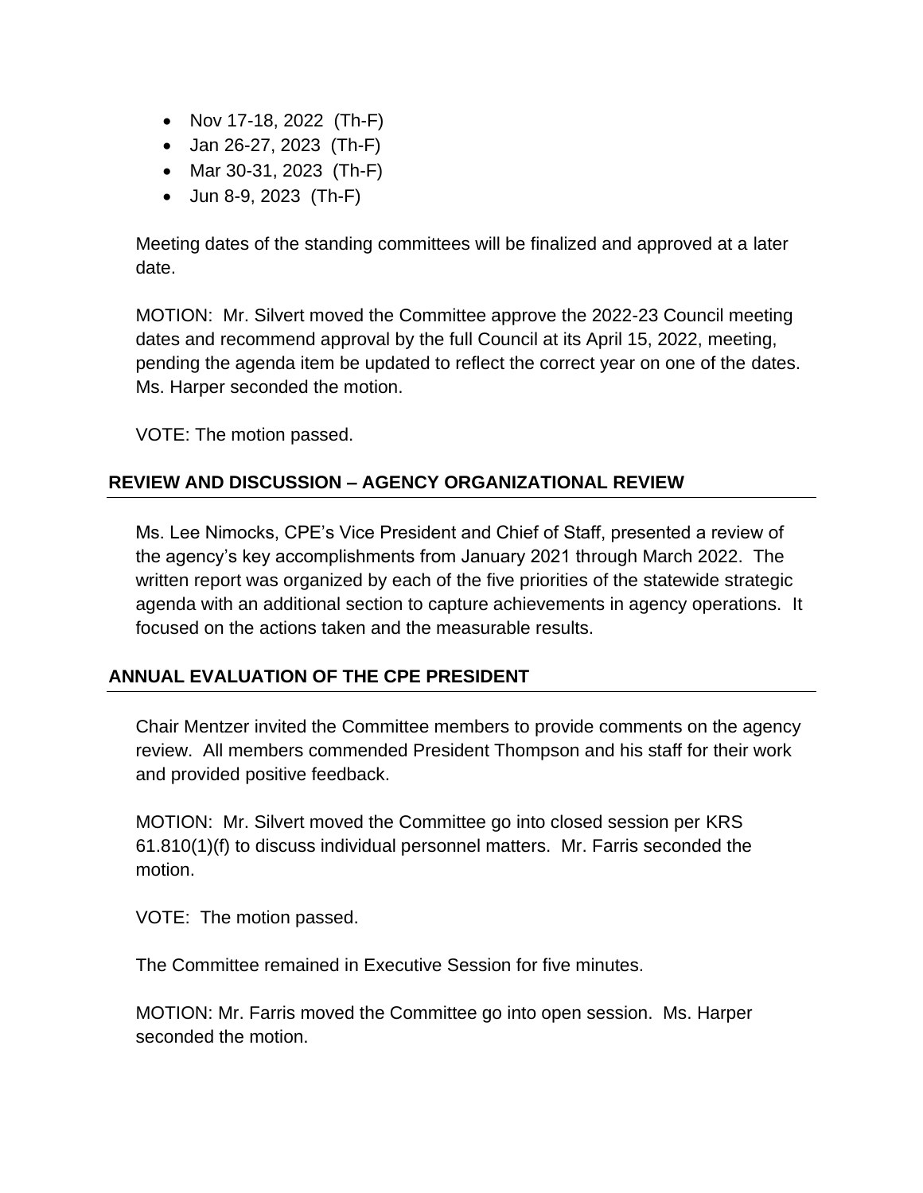- Nov 17-18, 2022 (Th-F)
- Jan 26-27, 2023 (Th-F)
- Mar 30-31, 2023 (Th-F)
- Jun 8-9, 2023 (Th-F)

Meeting dates of the standing committees will be finalized and approved at a later date.

MOTION: Mr. Silvert moved the Committee approve the 2022-23 Council meeting dates and recommend approval by the full Council at its April 15, 2022, meeting, pending the agenda item be updated to reflect the correct year on one of the dates. Ms. Harper seconded the motion.

VOTE: The motion passed.

## REVIEW AND DISCUSSION – AGENCY ORGANIZATIONAL REVIEW

Ms. Lee Nimocks, CPE's Vice President and Chief of Staff, presented a review of the agency's key accomplishments from January 2021 through March 2022. The written report was organized by each of the five priorities of the statewide strategic agenda with an additional section to capture achievements in agency operations. It focused on the actions taken and the measurable results.

## ANNUAL EVALUATION OF THE CPE PRESIDENT

Chair Mentzer invited the Committee members to provide comments on the agency review. All members commended President Thompson and his staff for their work and provided positive feedback.

MOTION: Mr. Silvert moved the Committee go into closed session per KRS 61.810(1)(f) to discuss individual personnel matters. Mr. Farris seconded the motion.

VOTE: The motion passed.

The Committee remained in Executive Session for five minutes.

MOTION: Mr. Farris moved the Committee go into open session. Ms. Harper seconded the motion.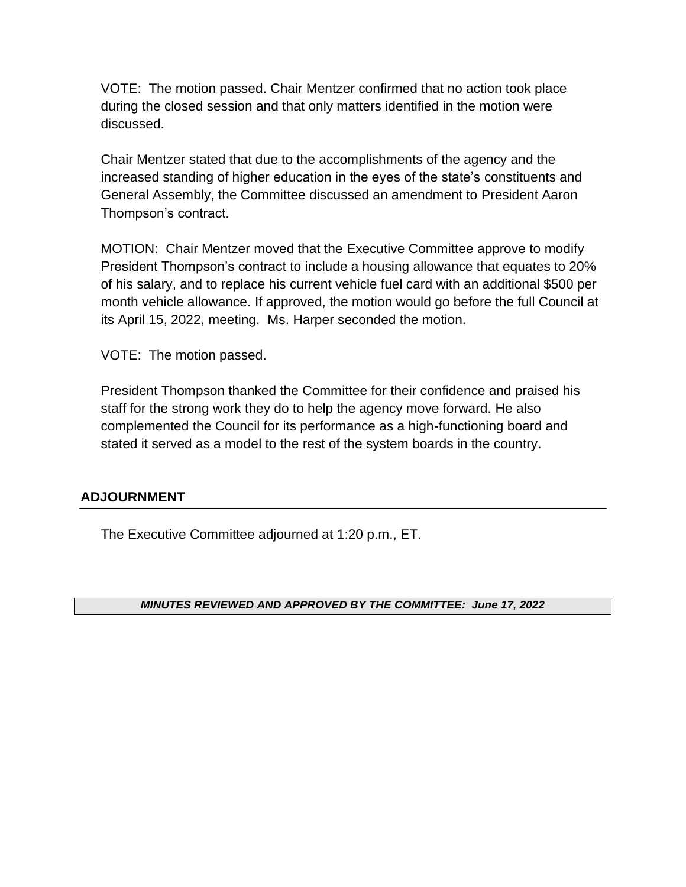VOTE: The motion passed. Chair Mentzer confirmed that no action took place during the closed session and that only matters identified in the motion were discussed.

Chair Mentzer stated that due to the accomplishments of the agency and the increased standing of higher education in the eyes of the state's constituents and General Assembly, the Committee discussed an amendment to President Aaron Thompson's contract.

MOTION: Chair Mentzer moved that the Executive Committee approve to modify President Thompson's contract to include a housing allowance that equates to 20% of his salary, and to replace his current vehicle fuel card with an additional $500 per month vehicle allowance. If approved, the motion would go before the full Council at its April 15, 2022, meeting. Ms. Harper seconded the motion.

VOTE: The motion passed.

President Thompson thanked the Committee for their confidence and praised his staff for the strong work they do to help the agency move forward. He also complemented the Council for its performance as a high-functioning board and stated it served as a model to the rest of the system boards in the country.

## ADJOURNMENT

The Executive Committee adjourned at 1:20 p.m., ET.

***MINUTES REVIEWED AND APPROVED BY THE COMMITTEE: June 17, 2022***